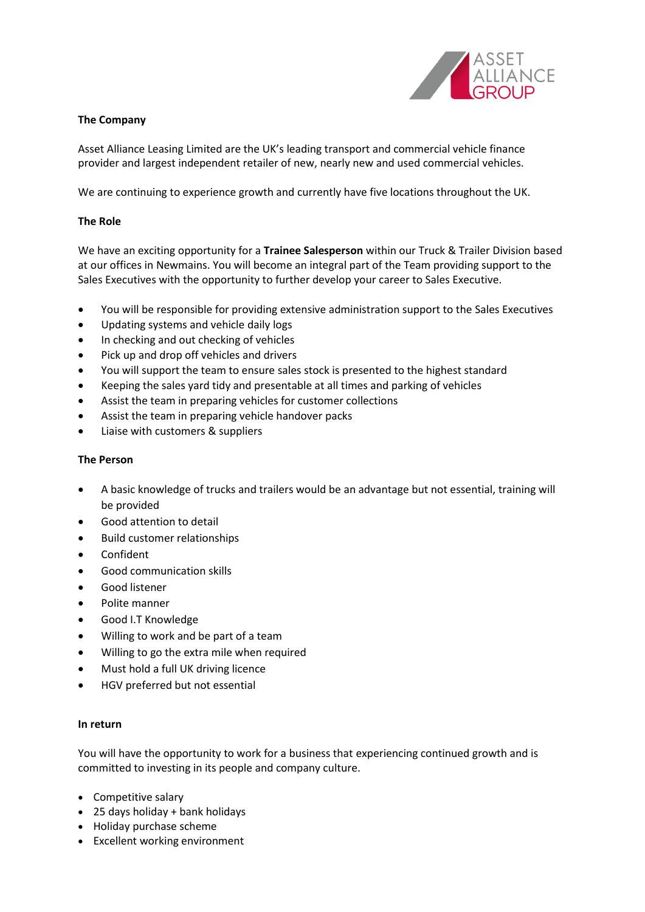**The Company**

Asset Alliance Leasing Limited are the UK's leading transport and commercial vehicle finance provider and largest independent retailer of new, nearly new and used commercial vehicles.

We are continuing to experience growth and currently have five locations throughout the UK.

**The Role**

We have an exciting opportunity for a **Trainee Salesperson** within our Truck & Trailer Division based at our offices in Newmains. You will become an integral part of the Team providing support to the Sales Executives with the opportunity to further develop your career to Sales Executive.

- You will be responsible for providing extensive administration support to the Sales Executives
- Updating systems and vehicle daily logs
- In checking and out checking of vehicles
- Pick up and drop off vehicles and drivers
- You will support the team to ensure sales stock is presented to the highest standard
- Keeping the sales yard tidy and presentable at all times and parking of vehicles
- Assist the team in preparing vehicles for customer collections
- Assist the team in preparing vehicle handover packs
- Liaise with customers & suppliers

**The Person**

- A basic knowledge of trucks and trailers would be an advantage but not essential, training will be provided
- Good attention to detail
- Build customer relationships
- Confident
- Good communication skills
- Good listener
- Polite manner
- Good I.T Knowledge
- Willing to work and be part of a team
- Willing to go the extra mile when required
- Must hold a full UK driving licence
- HGV preferred but not essential

**In return**

You will have the opportunity to work for a business that experiencing continued growth and is committed to investing in its people and company culture.

- Competitive salary
- 25 days holiday + bank holidays
- Holiday purchase scheme
- Excellent working environment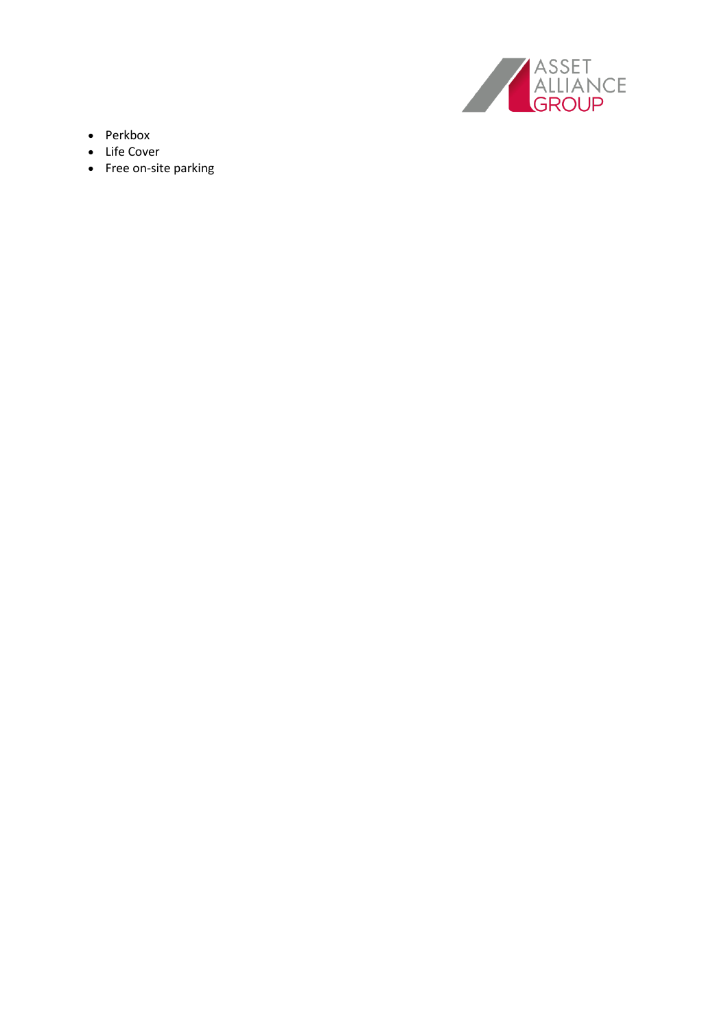- Perkbox
- Life Cover
- Free on-site parking